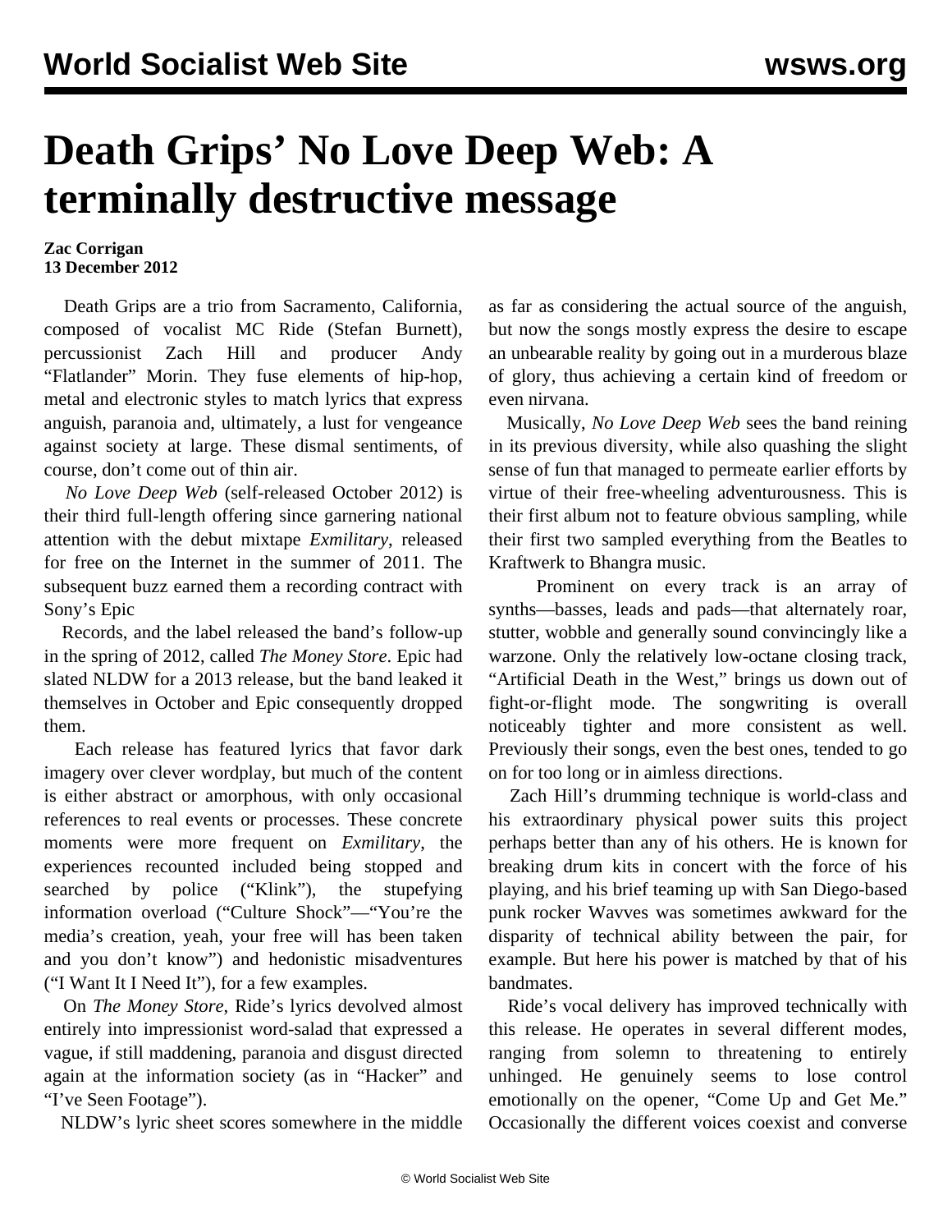# Death Grips' No Love Deep Web: A terminally destructive message

**Zac Corrigan**
**13 December 2012**

Death Grips are a trio from Sacramento, California, composed of vocalist MC Ride (Stefan Burnett), percussionist Zach Hill and producer Andy "Flatlander" Morin. They fuse elements of hip-hop, metal and electronic styles to match lyrics that express anguish, paranoia and, ultimately, a lust for vengeance against society at large. These dismal sentiments, of course, don't come out of thin air.

*No Love Deep Web* (self-released October 2012) is their third full-length offering since garnering national attention with the debut mixtape *Exmilitary*, released for free on the Internet in the summer of 2011. The subsequent buzz earned them a recording contract with Sony's Epic Records, and the label released the band's follow-up in the spring of 2012, called *The Money Store*. Epic had slated NLDW for a 2013 release, but the band leaked it themselves in October and Epic consequently dropped them.

Each release has featured lyrics that favor dark imagery over clever wordplay, but much of the content is either abstract or amorphous, with only occasional references to real events or processes. These concrete moments were more frequent on *Exmilitary*, the experiences recounted included being stopped and searched by police ("Klink"), the stupefying information overload ("Culture Shock"—"You're the media's creation, yeah, your free will has been taken and you don't know") and hedonistic misadventures ("I Want It I Need It"), for a few examples.

On *The Money Store*, Ride's lyrics devolved almost entirely into impressionist word-salad that expressed a vague, if still maddening, paranoia and disgust directed again at the information society (as in "Hacker" and "I've Seen Footage").

NLDW's lyric sheet scores somewhere in the middle as far as considering the actual source of the anguish, but now the songs mostly express the desire to escape an unbearable reality by going out in a murderous blaze of glory, thus achieving a certain kind of freedom or even nirvana.

Musically, *No Love Deep Web* sees the band reining in its previous diversity, while also quashing the slight sense of fun that managed to permeate earlier efforts by virtue of their free-wheeling adventurousness. This is their first album not to feature obvious sampling, while their first two sampled everything from the Beatles to Kraftwerk to Bhangra music.

Prominent on every track is an array of synths—basses, leads and pads—that alternately roar, stutter, wobble and generally sound convincingly like a warzone. Only the relatively low-octane closing track, "Artificial Death in the West," brings us down out of fight-or-flight mode. The songwriting is overall noticeably tighter and more consistent as well. Previously their songs, even the best ones, tended to go on for too long or in aimless directions.

Zach Hill's drumming technique is world-class and his extraordinary physical power suits this project perhaps better than any of his others. He is known for breaking drum kits in concert with the force of his playing, and his brief teaming up with San Diego-based punk rocker Wavves was sometimes awkward for the disparity of technical ability between the pair, for example. But here his power is matched by that of his bandmates.

Ride's vocal delivery has improved technically with this release. He operates in several different modes, ranging from solemn to threatening to entirely unhinged. He genuinely seems to lose control emotionally on the opener, "Come Up and Get Me." Occasionally the different voices coexist and converse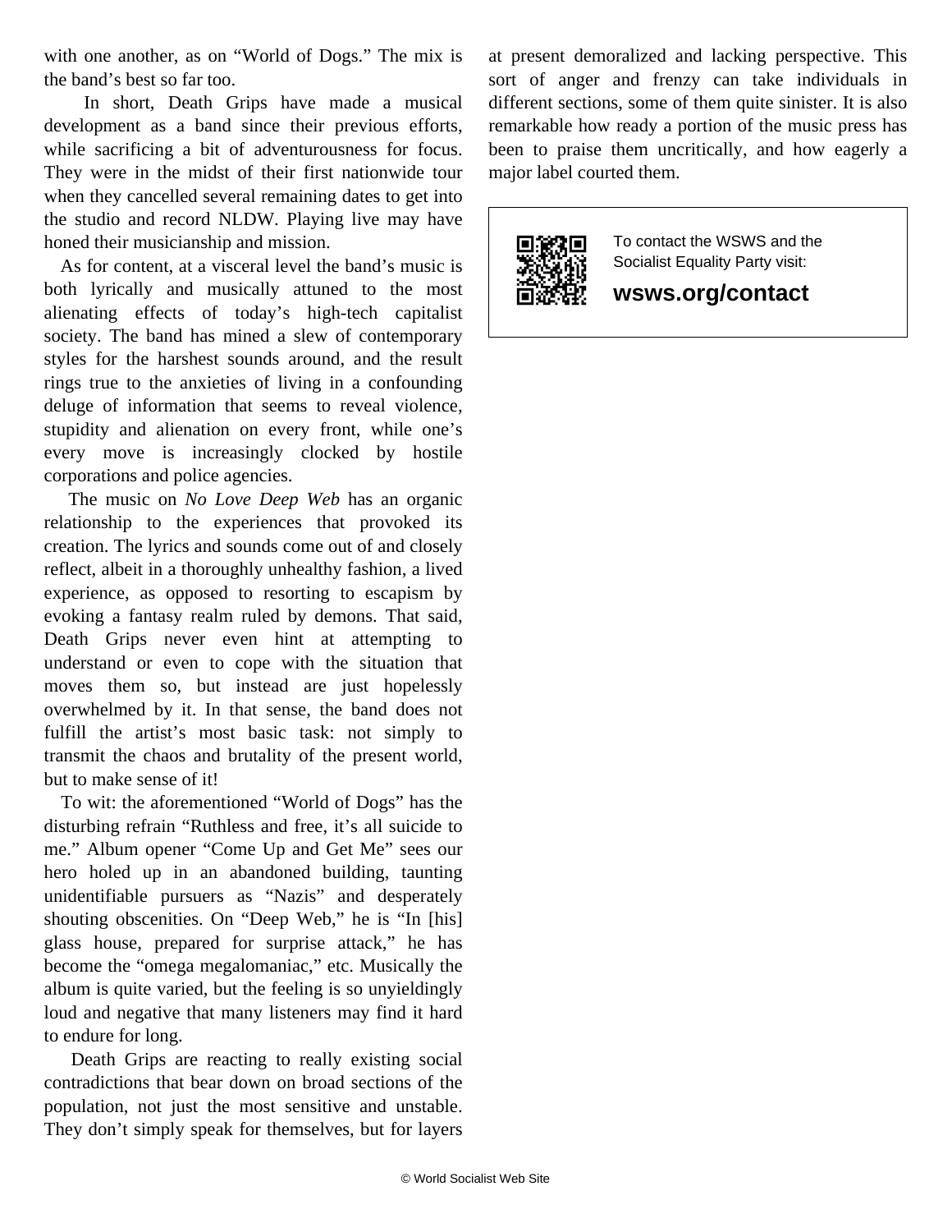with one another, as on “World of Dogs.” The mix is the band’s best so far too.

In short, Death Grips have made a musical development as a band since their previous efforts, while sacrificing a bit of adventurousness for focus. They were in the midst of their first nationwide tour when they cancelled several remaining dates to get into the studio and record NLDW. Playing live may have honed their musicianship and mission.

As for content, at a visceral level the band’s music is both lyrically and musically attuned to the most alienating effects of today’s high-tech capitalist society. The band has mined a slew of contemporary styles for the harshest sounds around, and the result rings true to the anxieties of living in a confounding deluge of information that seems to reveal violence, stupidity and alienation on every front, while one’s every move is increasingly clocked by hostile corporations and police agencies.

The music on *No Love Deep Web* has an organic relationship to the experiences that provoked its creation. The lyrics and sounds come out of and closely reflect, albeit in a thoroughly unhealthy fashion, a lived experience, as opposed to resorting to escapism by evoking a fantasy realm ruled by demons. That said, Death Grips never even hint at attempting to understand or even to cope with the situation that moves them so, but instead are just hopelessly overwhelmed by it. In that sense, the band does not fulfill the artist’s most basic task: not simply to transmit the chaos and brutality of the present world, but to make sense of it!

To wit: the aforementioned “World of Dogs” has the disturbing refrain “Ruthless and free, it’s all suicide to me.” Album opener “Come Up and Get Me” sees our hero holed up in an abandoned building, taunting unidentifiable pursuers as “Nazis” and desperately shouting obscenities. On “Deep Web,” he is “In [his] glass house, prepared for surprise attack,” he has become the “omega megalomaniac,” etc. Musically the album is quite varied, but the feeling is so unyieldingly loud and negative that many listeners may find it hard to endure for long.

Death Grips are reacting to really existing social contradictions that bear down on broad sections of the population, not just the most sensitive and unstable. They don’t simply speak for themselves, but for layers at present demoralized and lacking perspective. This sort of anger and frenzy can take individuals in different sections, some of them quite sinister. It is also remarkable how ready a portion of the music press has been to praise them uncritically, and how eagerly a major label courted them.

To contact the WSWS and the Socialist Equality Party visit:

**wsws.org/contact**